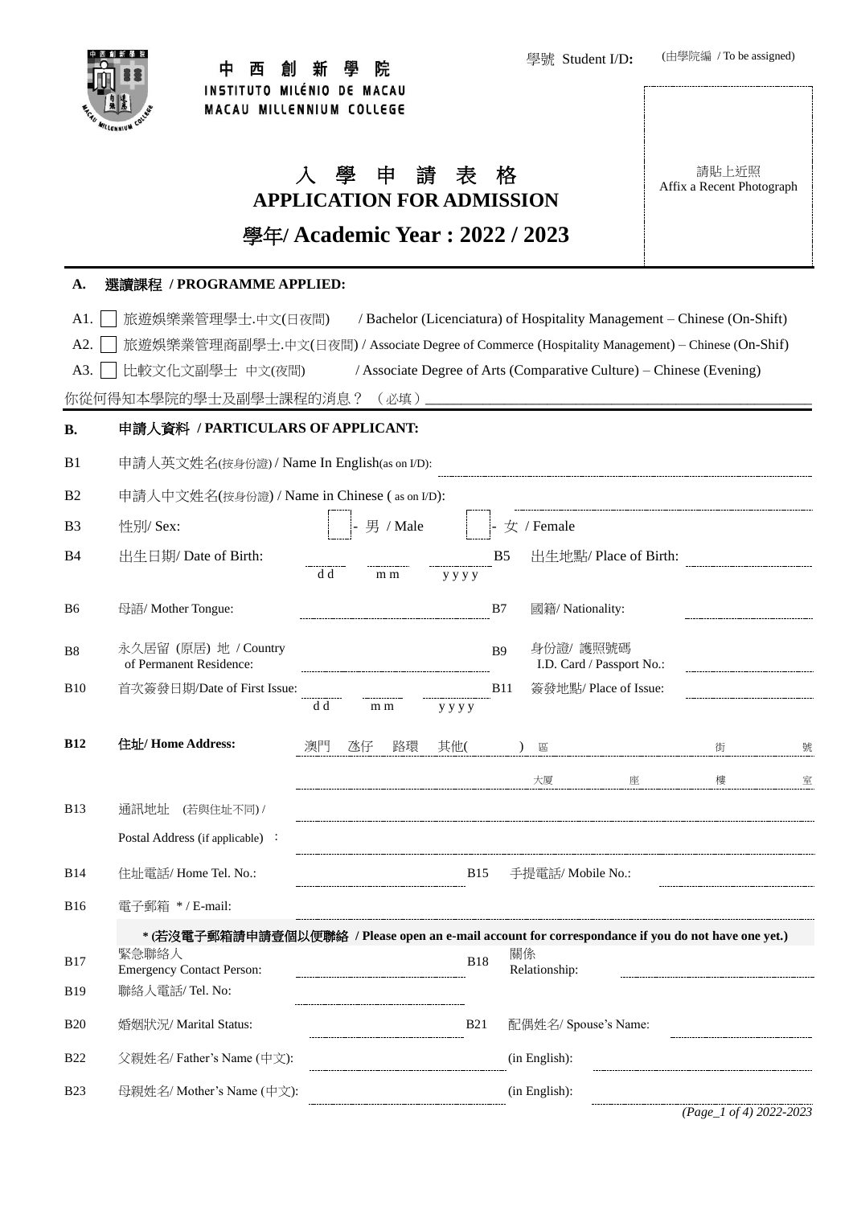學號 Student I/D**:** (由學院編 / To be assigned)

中 西 創 新 學 院
INSTITUTO MILÉNIO DE MACAU
MACAU MILLENNIUM COLLEGE

請貼上近照
Affix a Recent Photograph

# 入 學 申 請 表 格
# APPLICATION FOR ADMISSION
## 學年/ Academic Year : 2022 / 2023

**A. 選讀課程 / PROGRAMME APPLIED:**

A1. ☐ 旅遊娛樂業管理學士.中文(日夜間) / Bachelor (Licenciatura) of Hospitality Management – Chinese (On-Shift)

A2. ☐ 旅遊娛樂業管理商副學士.中文(日夜間) / Associate Degree of Commerce (Hospitality Management) – Chinese (On-Shif)

A3. ☐ 比較文化文副學士 中文(夜間) / Associate Degree of Arts (Comparative Culture) – Chinese (Evening)

你從何得知本學院的學士及副學士課程的消息？（必填）_______________

**B. 申請人資料 / PARTICULARS OF APPLICANT:**

B1 申請人英文姓名(按身份證) / Name In English(as on I/D): _______________

B2 申請人中文姓名(按身份證) / Name in Chinese ( as on I/D): _______________

B3 性別/ Sex: ☐ - 男 / Male ☐ - 女 / Female

B4 出生日期/ Date of Birth: ____ d d ____ m m ____ y y y y B5 出生地點/ Place of Birth: _______________

B6 母語/ Mother Tongue: _______________ B7 國籍/ Nationality: _______________

B8 永久居留 (原居) 地 / Country of Permanent Residence: _______________ B9 身份證/ 護照號碼 I.D. Card / Passport No.: _______________

B10 首次簽發日期/Date of First Issue: ____ d d ____ m m ____ y y y y B11 簽發地點/ Place of Issue: _______________

**B12 住址/ Home Address:** 澳門 氹仔 路環 其他( ) 區 ______ 街 ______ 號

______ 大廈 ______ 座 ______ 樓 ______ 室

B13 通訊地址 (若與住址不同) / Postal Address (if applicable) ： _______________

B14 住址電話/ Home Tel. No.: _______________ B15 手提電話/ Mobile No.: _______________

B16 電子郵箱 * / E-mail: _______________

**\* (若沒電子郵箱請申請壹個以便聯絡 / Please open an e-mail account for correspondance if you do not have one yet.)**

B17 緊急聯絡人 Emergency Contact Person: _______________ B18 關係 Relationship: _______________

B19 聯絡人電話/ Tel. No: _______________

B20 婚姻狀況/ Marital Status: _______________ B21 配偶姓名/ Spouse's Name: _______________

B22 父親姓名/ Father's Name (中文): _______________ (in English): _______________

B23 母親姓名/ Mother's Name (中文): _______________ (in English): _______________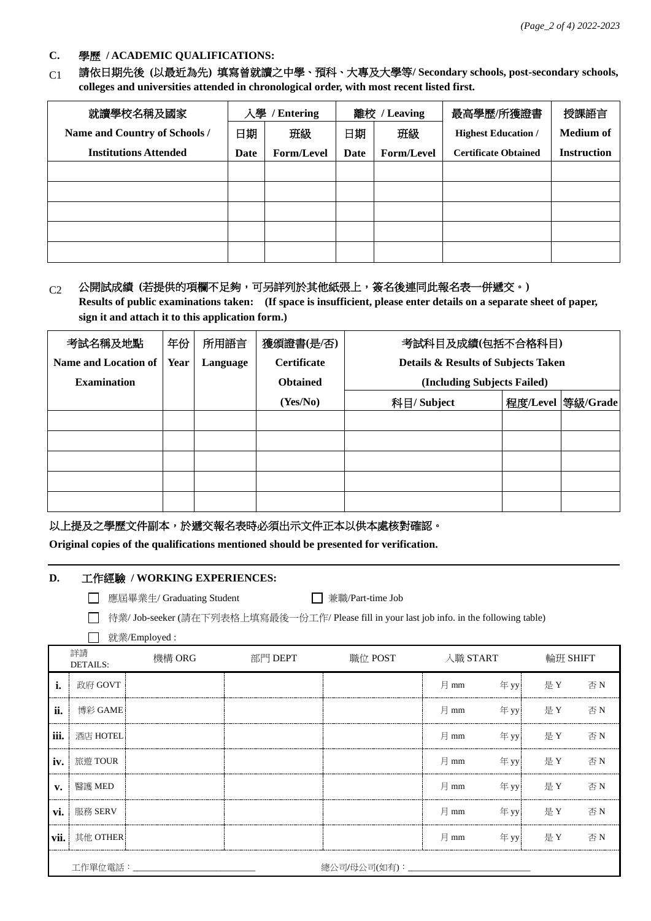## C. 學歷 / ACADEMIC QUALIFICATIONS:

C1 **請依日期先後 (以最近為先) 填寫曾就讀之中學、預科、大專及大學等/ Secondary schools, post-secondary schools, colleges and universities attended in chronological order, with most recent listed first.**

| 就讀學校名稱及國家 Name and Country of Schools / Institutions Attended | 入學 / Entering | | 離校 / Leaving | | 最高學歷/所獲證書 Highest Education / Certificate Obtained | 授課語言 Medium of Instruction |
|---|---|---|---|---|---|---|
| | 日期 Date | 班級 Form/Level | 日期 Date | 班級 Form/Level | | |
| | | | | | | |
| | | | | | | |
| | | | | | | |
| | | | | | | |
| | | | | | | |

C2 **公開試成績 (若提供的項欄不足夠，可另詳列於其他紙張上，簽名後連同此報名表一併遞交。)**
**Results of public examinations taken: (If space is insufficient, please enter details on a separate sheet of paper, sign it and attach it to this application form.)**

| 考試名稱及地點 Name and Location of Examination | 年份 Year | 所用語言 Language | 獲頒證書(是/否) Certificate Obtained (Yes/No) | 考試科目及成績(包括不合格科目) Details & Results of Subjects Taken (Including Subjects Failed) | | |
|---|---|---|---|---|---|---|
| | | | | 科目/ Subject | 程度/Level | 等級/Grade |
| | | | | | | |
| | | | | | | |
| | | | | | | |
| | | | | | | |
| | | | | | | |

以上提及之學歷文件副本，於遞交報名表時必須出示文件正本以供本處核對確認。

**Original copies of the qualifications mentioned should be presented for verification.**

## D. 工作經驗 / WORKING EXPERIENCES:

☐ 應屆畢業生/ Graduating Student ☐ 兼職/Part-time Job

☐ 待業/ Job-seeker (請在下列表格上填寫最後一份工作/ Please fill in your last job info. in the following table)

☐ 就業/Employed :

| | 詳請 DETAILS: | 機構 ORG | 部門 DEPT | 職位 POST | 入職 START | | 輪班 SHIFT | |
|---|---|---|---|---|---|---|---|---|
| i. | 政府 GOVT | | | | 月 mm | 年 yy | 是 Y | 否 N |
| ii. | 博彩 GAME | | | | 月 mm | 年 yy | 是 Y | 否 N |
| iii. | 酒店 HOTEL | | | | 月 mm | 年 yy | 是 Y | 否 N |
| iv. | 旅遊 TOUR | | | | 月 mm | 年 yy | 是 Y | 否 N |
| v. | 醫護 MED | | | | 月 mm | 年 yy | 是 Y | 否 N |
| vi. | 服務 SERV | | | | 月 mm | 年 yy | 是 Y | 否 N |
| vii. | 其他 OTHER | | | | 月 mm | 年 yy | 是 Y | 否 N |

工作單位電話：____________________ 總公司/母公司(如有)：____________________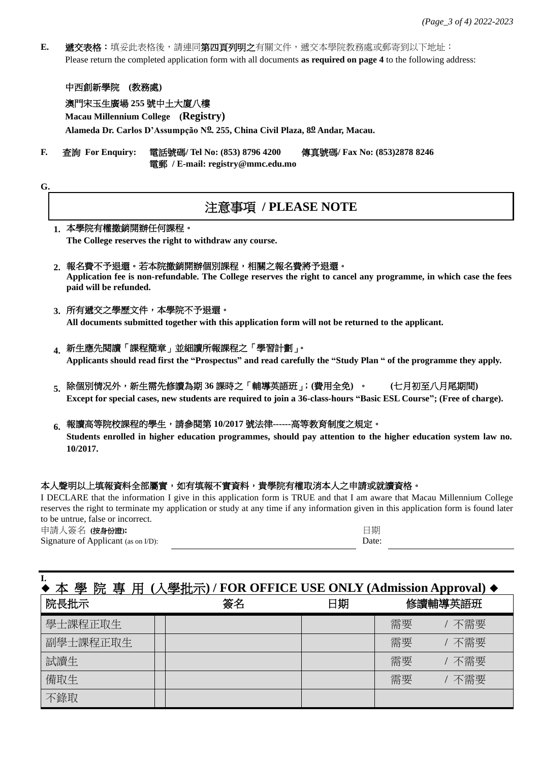**E.** **遞交表格**：填妥此表格後，請連同**第四頁列明之**有關文件，遞交本學院教務處或郵寄到以下地址：
Please return the completed application form with all documents **as required on page 4** to the following address:

**中西創新學院 (教務處)**
**澳門宋玉生廣場 255 號中土大廈八樓**
**Macau Millennium College (Registry)**
**Alameda Dr. Carlos D'Assumpção Nº. 255, China Civil Plaza, 8º Andar, Macau.**

**F.** 查詢 **For Enquiry:** 電話號碼/ **Tel No: (853) 8796 4200** 傳真號碼/ **Fax No: (853)2878 8246**
電郵 / **E-mail: registry@mmc.edu.mo**

**G.**

## 注意事項 / PLEASE NOTE

1. 本學院有權撤銷開辦任何課程。
   **The College reserves the right to withdraw any course.**

2. 報名費不予退還。若本院撤銷開辦個別課程，相關之報名費將予退還。
   **Application fee is non-refundable. The College reserves the right to cancel any programme, in which case the fees paid will be refunded.**

3. 所有遞交之學歷文件，本學院不予退還。
   **All documents submitted together with this application form will not be returned to the applicant.**

4. 新生應先閱讀「課程簡章」並細讀所報課程之「學習計劃」。
   **Applicants should read first the "Prospectus" and read carefully the "Study Plan " of the programme they apply.**

5. 除個別情況外，新生需先修讀為期 36 課時之「輔導英語班」; (費用全免) 。 (七月初至八月尾期間)
   **Except for special cases, new students are required to join a 36-class-hours "Basic ESL Course"; (Free of charge).**

6. 報讀高等院校課程的學生，請參閱第 10/2017 號法律------高等教育制度之規定。
   **Students enrolled in higher education programmes, should pay attention to the higher education system law no. 10/2017.**

**本人聲明以上填報資料全部屬實，如有填報不實資料，貴學院有權取消本人之申請或就讀資格。**
I DECLARE that the information I give in this application form is TRUE and that I am aware that Macau Millennium College reserves the right to terminate my application or study at any time if any information given in this application form is found later to be untrue, false or incorrect.

申請人簽名 **(按身份證):**
Signature of Applicant (as on I/D): ______________________

日期
Date: ______________________

**I.**
### ◆ 本 學 院 專 用 (入學批示) / FOR OFFICE USE ONLY (Admission Approval) ◆

| 院長批示 | | 簽名 | 日期 | 修讀輔導英語班 |
|---|---|---|---|---|
| 學士課程正取生 | | | | 需要 / 不需要 |
| 副學士課程正取生 | | | | 需要 / 不需要 |
| 試讀生 | | | | 需要 / 不需要 |
| 備取生 | | | | 需要 / 不需要 |
| 不錄取 | | | | |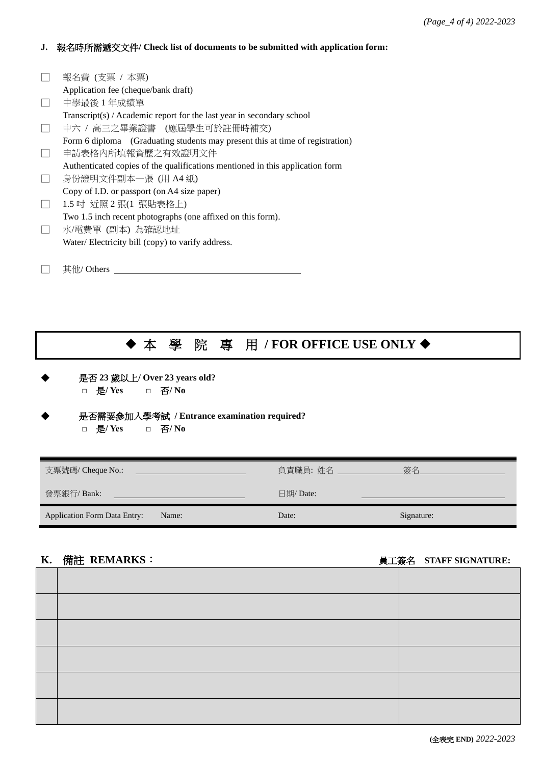**J. 報名時所需遞交文件/ Check list of documents to be submitted with application form:**

- ☐ 報名費 (支票 / 本票)
  Application fee (cheque/bank draft)
- ☐ 中學最後 1 年成績單
  Transcript(s) / Academic report for the last year in secondary school
- ☐ 中六 / 高三之畢業證書 (應屆學生可於註冊時補交)
  Form 6 diploma (Graduating students may present this at time of registration)
- ☐ 申請表格內所填報資歷之有效證明文件
  Authenticated copies of the qualifications mentioned in this application form
- ☐ 身份證明文件副本一張 (用 A4 紙)
  Copy of I.D. or passport (on A4 size paper)
- ☐ 1.5 吋 近照 2 張(1 張貼表格上)
  Two 1.5 inch recent photographs (one affixed on this form).
- ☐ 水/電費單 (副本) 為確認地址
  Water/ Electricity bill (copy) to varify address.

- ☐ 其他/ Others ____________________

## ◆ 本 學 院 專 用 / FOR OFFICE USE ONLY ◆

◆ **是否 23 歲以上/ Over 23 years old?**
□ **是/ Yes** □ **否/ No**

◆ **是否需要參加入學考試 / Entrance examination required?**
□ **是/ Yes** □ **否/ No**

| | | | |
|---|---|---|---|
| 支票號碼/ Cheque No.: ____________ | | 負責職員: 姓名 ____________ | 簽名____________ |
| 發票銀行/ Bank: ____________ | | 日期/ Date: ____________ | |
| Application Form Data Entry: | Name: | Date: | Signature: |

**K. 備註 REMARKS：** **員工簽名 STAFF SIGNATURE:**

| | | |
|---|---|---|
| | | |
| | | |
| | | |
| | | |
| | | |
| | | |

**(全表完 END)**